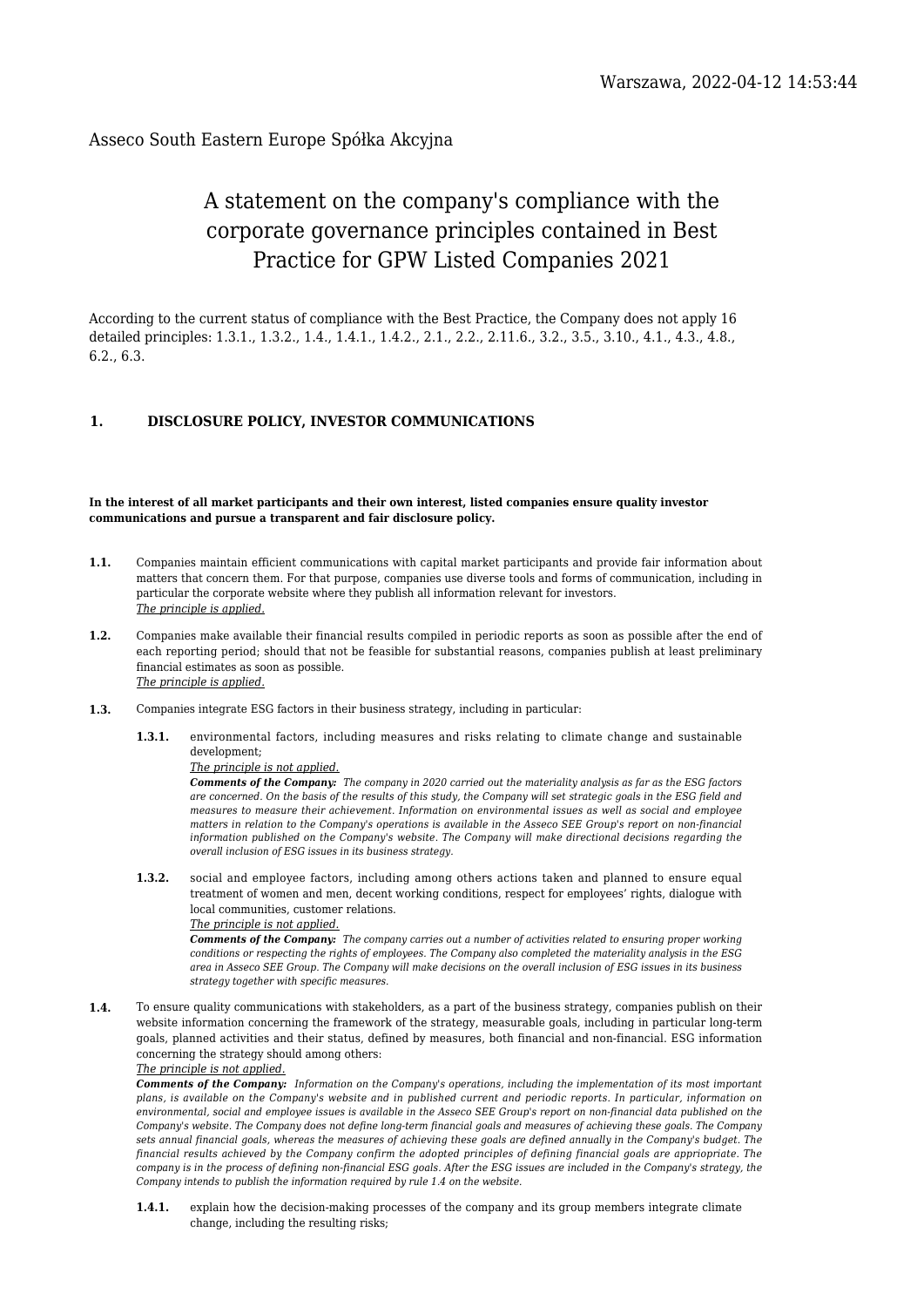Warszawa, 2022-04-12 14:53:44

Asseco South Eastern Europe Spółka Akcyjna

# A statement on the company's compliance with the corporate governance principles contained in Best Practice for GPW Listed Companies 2021

According to the current status of compliance with the Best Practice, the Company does not apply 16 detailed principles: 1.3.1., 1.3.2., 1.4., 1.4.1., 1.4.2., 2.1., 2.2., 2.11.6., 3.2., 3.5., 3.10., 4.1., 4.3., 4.8., 6.2., 6.3.

## 1. DISCLOSURE POLICY, INVESTOR COMMUNICATIONS

**In the interest of all market participants and their own interest, listed companies ensure quality investor communications and pursue a transparent and fair disclosure policy.**

**1.1.** Companies maintain efficient communications with capital market participants and provide fair information about matters that concern them. For that purpose, companies use diverse tools and forms of communication, including in particular the corporate website where they publish all information relevant for investors.
*The principle is applied.*

**1.2.** Companies make available their financial results compiled in periodic reports as soon as possible after the end of each reporting period; should that not be feasible for substantial reasons, companies publish at least preliminary financial estimates as soon as possible.
*The principle is applied.*

**1.3.** Companies integrate ESG factors in their business strategy, including in particular:

**1.3.1.** environmental factors, including measures and risks relating to climate change and sustainable development;
*The principle is not applied.*
***Comments of the Company:*** *The company in 2020 carried out the materiality analysis as far as the ESG factors are concerned. On the basis of the results of this study, the Company will set strategic goals in the ESG field and measures to measure their achievement. Information on environmental issues as well as social and employee matters in relation to the Company's operations is available in the Asseco SEE Group's report on non-financial information published on the Company's website. The Company will make directional decisions regarding the overall inclusion of ESG issues in its business strategy.*

**1.3.2.** social and employee factors, including among others actions taken and planned to ensure equal treatment of women and men, decent working conditions, respect for employees' rights, dialogue with local communities, customer relations.
*The principle is not applied.*
***Comments of the Company:*** *The company carries out a number of activities related to ensuring proper working conditions or respecting the rights of employees. The Company also completed the materiality analysis in the ESG area in Asseco SEE Group. The Company will make decisions on the overall inclusion of ESG issues in its business strategy together with specific measures.*

**1.4.** To ensure quality communications with stakeholders, as a part of the business strategy, companies publish on their website information concerning the framework of the strategy, measurable goals, including in particular long-term goals, planned activities and their status, defined by measures, both financial and non-financial. ESG information concerning the strategy should among others:
*The principle is not applied.*
***Comments of the Company:*** *Information on the Company's operations, including the implementation of its most important plans, is available on the Company's website and in published current and periodic reports. In particular, information on environmental, social and employee issues is available in the Asseco SEE Group's report on non-financial data published on the Company's website. The Company does not define long-term financial goals and measures of achieving these goals. The Company sets annual financial goals, whereas the measures of achieving these goals are defined annually in the Company's budget. The financial results achieved by the Company confirm the adopted principles of defining financial goals are appriopriate. The company is in the process of defining non-financial ESG goals. After the ESG issues are included in the Company's strategy, the Company intends to publish the information required by rule 1.4 on the website.*

**1.4.1.** explain how the decision-making processes of the company and its group members integrate climate change, including the resulting risks;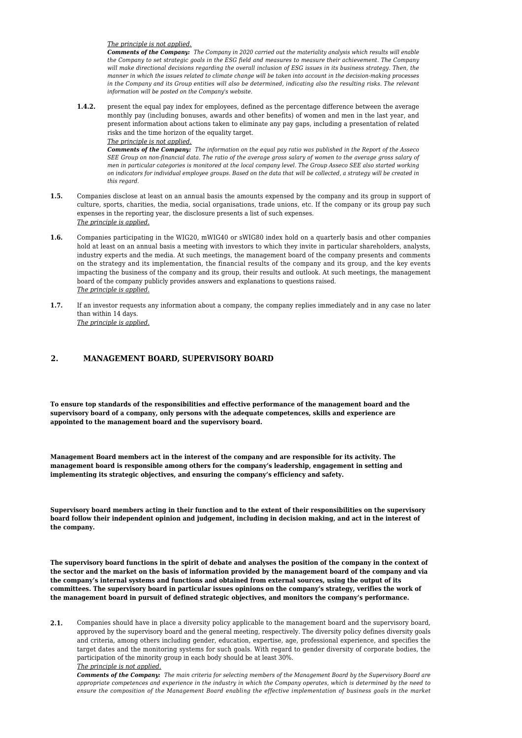*The principle is not applied.*

***Comments of the Company:*** *The Company in 2020 carried out the materiality analysis which results will enable the Company to set strategic goals in the ESG field and measures to measure their achievement. The Company will make directional decisions regarding the overall inclusion of ESG issues in its business strategy. Then, the manner in which the issues related to climate change will be taken into account in the decision-making processes in the Company and its Group entities will also be determined, indicating also the resulting risks. The relevant information will be posted on the Company's website.*

**1.4.2.** present the equal pay index for employees, defined as the percentage difference between the average monthly pay (including bonuses, awards and other benefits) of women and men in the last year, and present information about actions taken to eliminate any pay gaps, including a presentation of related risks and the time horizon of the equality target.

*The principle is not applied.*

***Comments of the Company:*** *The information on the equal pay ratio was published in the Report of the Asseco SEE Group on non-financial data. The ratio of the average gross salary of women to the average gross salary of men in particular categories is monitored at the local company level. The Group Asseco SEE also started working on indicators for individual employee groups. Based on the data that will be collected, a strategy will be created in this regard.*

**1.5.** Companies disclose at least on an annual basis the amounts expensed by the company and its group in support of culture, sports, charities, the media, social organisations, trade unions, etc. If the company or its group pay such expenses in the reporting year, the disclosure presents a list of such expenses.

*The principle is applied.*

**1.6.** Companies participating in the WIG20, mWIG40 or sWIG80 index hold on a quarterly basis and other companies hold at least on an annual basis a meeting with investors to which they invite in particular shareholders, analysts, industry experts and the media. At such meetings, the management board of the company presents and comments on the strategy and its implementation, the financial results of the company and its group, and the key events impacting the business of the company and its group, their results and outlook. At such meetings, the management board of the company publicly provides answers and explanations to questions raised.

*The principle is applied.*

**1.7.** If an investor requests any information about a company, the company replies immediately and in any case no later than within 14 days.

*The principle is applied.*

## 2. MANAGEMENT BOARD, SUPERVISORY BOARD

**To ensure top standards of the responsibilities and effective performance of the management board and the supervisory board of a company, only persons with the adequate competences, skills and experience are appointed to the management board and the supervisory board.**

**Management Board members act in the interest of the company and are responsible for its activity. The management board is responsible among others for the company's leadership, engagement in setting and implementing its strategic objectives, and ensuring the company's efficiency and safety.**

**Supervisory board members acting in their function and to the extent of their responsibilities on the supervisory board follow their independent opinion and judgement, including in decision making, and act in the interest of the company.**

**The supervisory board functions in the spirit of debate and analyses the position of the company in the context of the sector and the market on the basis of information provided by the management board of the company and via the company's internal systems and functions and obtained from external sources, using the output of its committees. The supervisory board in particular issues opinions on the company's strategy, verifies the work of the management board in pursuit of defined strategic objectives, and monitors the company's performance.**

**2.1.** Companies should have in place a diversity policy applicable to the management board and the supervisory board, approved by the supervisory board and the general meeting, respectively. The diversity policy defines diversity goals and criteria, among others including gender, education, expertise, age, professional experience, and specifies the target dates and the monitoring systems for such goals. With regard to gender diversity of corporate bodies, the participation of the minority group in each body should be at least 30%.

*The principle is not applied.*

***Comments of the Company:*** *The main criteria for selecting members of the Management Board by the Supervisory Board are appropriate competences and experience in the industry in which the Company operates, which is determined by the need to ensure the composition of the Management Board enabling the effective implementation of business goals in the market*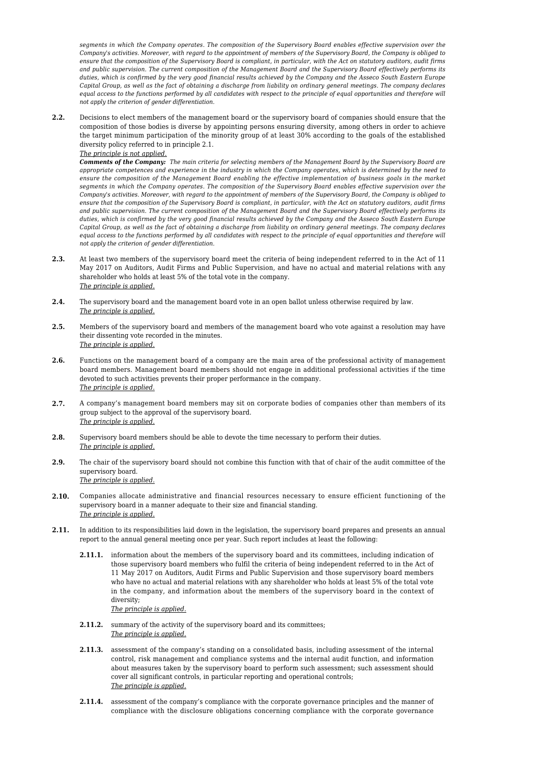*segments in which the Company operates. The composition of the Supervisory Board enables effective supervision over the Company's activities. Moreover, with regard to the appointment of members of the Supervisory Board, the Company is obliged to ensure that the composition of the Supervisory Board is compliant, in particular, with the Act on statutory auditors, audit firms and public supervision. The current composition of the Management Board and the Supervisory Board effectively performs its duties, which is confirmed by the very good financial results achieved by the Company and the Asseco South Eastern Europe Capital Group, as well as the fact of obtaining a discharge from liability on ordinary general meetings. The company declares equal access to the functions performed by all candidates with respect to the principle of equal opportunities and therefore will not apply the criterion of gender differentiation.*

**2.2.** Decisions to elect members of the management board or the supervisory board of companies should ensure that the composition of those bodies is diverse by appointing persons ensuring diversity, among others in order to achieve the target minimum participation of the minority group of at least 30% according to the goals of the established diversity policy referred to in principle 2.1.
*The principle is not applied.*
***Comments of the Company:*** *The main criteria for selecting members of the Management Board by the Supervisory Board are appropriate competences and experience in the industry in which the Company operates, which is determined by the need to ensure the composition of the Management Board enabling the effective implementation of business goals in the market segments in which the Company operates. The composition of the Supervisory Board enables effective supervision over the Company's activities. Moreover, with regard to the appointment of members of the Supervisory Board, the Company is obliged to ensure that the composition of the Supervisory Board is compliant, in particular, with the Act on statutory auditors, audit firms and public supervision. The current composition of the Management Board and the Supervisory Board effectively performs its duties, which is confirmed by the very good financial results achieved by the Company and the Asseco South Eastern Europe Capital Group, as well as the fact of obtaining a discharge from liability on ordinary general meetings. The company declares equal access to the functions performed by all candidates with respect to the principle of equal opportunities and therefore will not apply the criterion of gender differentiation.*

**2.3.** At least two members of the supervisory board meet the criteria of being independent referred to in the Act of 11 May 2017 on Auditors, Audit Firms and Public Supervision, and have no actual and material relations with any shareholder who holds at least 5% of the total vote in the company.
*The principle is applied.*

**2.4.** The supervisory board and the management board vote in an open ballot unless otherwise required by law.
*The principle is applied.*

**2.5.** Members of the supervisory board and members of the management board who vote against a resolution may have their dissenting vote recorded in the minutes.
*The principle is applied.*

**2.6.** Functions on the management board of a company are the main area of the professional activity of management board members. Management board members should not engage in additional professional activities if the time devoted to such activities prevents their proper performance in the company.
*The principle is applied.*

**2.7.** A company's management board members may sit on corporate bodies of companies other than members of its group subject to the approval of the supervisory board.
*The principle is applied.*

**2.8.** Supervisory board members should be able to devote the time necessary to perform their duties.
*The principle is applied.*

**2.9.** The chair of the supervisory board should not combine this function with that of chair of the audit committee of the supervisory board.
*The principle is applied.*

**2.10.** Companies allocate administrative and financial resources necessary to ensure efficient functioning of the supervisory board in a manner adequate to their size and financial standing.
*The principle is applied.*

**2.11.** In addition to its responsibilities laid down in the legislation, the supervisory board prepares and presents an annual report to the annual general meeting once per year. Such report includes at least the following:

**2.11.1.** information about the members of the supervisory board and its committees, including indication of those supervisory board members who fulfil the criteria of being independent referred to in the Act of 11 May 2017 on Auditors, Audit Firms and Public Supervision and those supervisory board members who have no actual and material relations with any shareholder who holds at least 5% of the total vote in the company, and information about the members of the supervisory board in the context of diversity;
*The principle is applied.*

**2.11.2.** summary of the activity of the supervisory board and its committees;
*The principle is applied.*

**2.11.3.** assessment of the company's standing on a consolidated basis, including assessment of the internal control, risk management and compliance systems and the internal audit function, and information about measures taken by the supervisory board to perform such assessment; such assessment should cover all significant controls, in particular reporting and operational controls;
*The principle is applied.*

**2.11.4.** assessment of the company's compliance with the corporate governance principles and the manner of compliance with the disclosure obligations concerning compliance with the corporate governance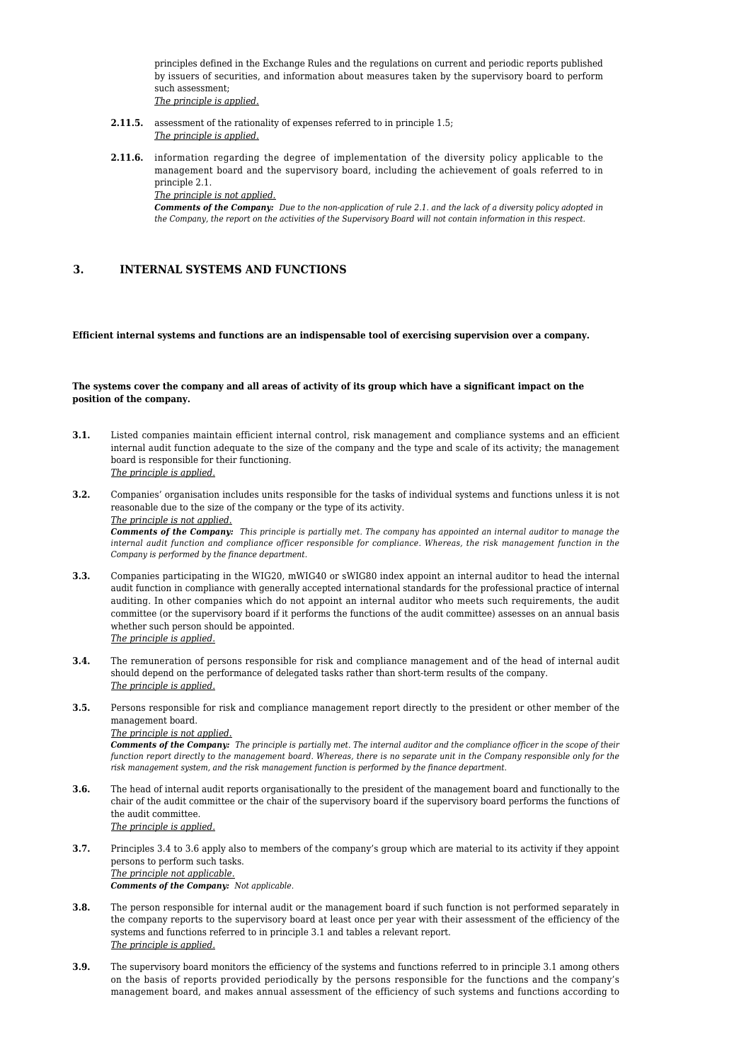principles defined in the Exchange Rules and the regulations on current and periodic reports published by issuers of securities, and information about measures taken by the supervisory board to perform such assessment;
_The principle is applied._

**2.11.5.** assessment of the rationality of expenses referred to in principle 1.5;
_The principle is applied._

**2.11.6.** information regarding the degree of implementation of the diversity policy applicable to the management board and the supervisory board, including the achievement of goals referred to in principle 2.1.
_The principle is not applied._
***Comments of the Company:*** *Due to the non-application of rule 2.1. and the lack of a diversity policy adopted in the Company, the report on the activities of the Supervisory Board will not contain information in this respect.*

## 3. INTERNAL SYSTEMS AND FUNCTIONS

**Efficient internal systems and functions are an indispensable tool of exercising supervision over a company.**

**The systems cover the company and all areas of activity of its group which have a significant impact on the position of the company.**

**3.1.** Listed companies maintain efficient internal control, risk management and compliance systems and an efficient internal audit function adequate to the size of the company and the type and scale of its activity; the management board is responsible for their functioning.
_The principle is applied._

**3.2.** Companies' organisation includes units responsible for the tasks of individual systems and functions unless it is not reasonable due to the size of the company or the type of its activity.
_The principle is not applied._
***Comments of the Company:*** *This principle is partially met. The company has appointed an internal auditor to manage the internal audit function and compliance officer responsible for compliance. Whereas, the risk management function in the Company is performed by the finance department.*

**3.3.** Companies participating in the WIG20, mWIG40 or sWIG80 index appoint an internal auditor to head the internal audit function in compliance with generally accepted international standards for the professional practice of internal auditing. In other companies which do not appoint an internal auditor who meets such requirements, the audit committee (or the supervisory board if it performs the functions of the audit committee) assesses on an annual basis whether such person should be appointed.
_The principle is applied._

**3.4.** The remuneration of persons responsible for risk and compliance management and of the head of internal audit should depend on the performance of delegated tasks rather than short-term results of the company.
_The principle is applied._

**3.5.** Persons responsible for risk and compliance management report directly to the president or other member of the management board.
_The principle is not applied._
***Comments of the Company:*** *The principle is partially met. The internal auditor and the compliance officer in the scope of their function report directly to the management board. Whereas, there is no separate unit in the Company responsible only for the risk management system, and the risk management function is performed by the finance department.*

**3.6.** The head of internal audit reports organisationally to the president of the management board and functionally to the chair of the audit committee or the chair of the supervisory board if the supervisory board performs the functions of the audit committee.
_The principle is applied._

**3.7.** Principles 3.4 to 3.6 apply also to members of the company's group which are material to its activity if they appoint persons to perform such tasks.
_The principle not applicable._
***Comments of the Company:*** *Not applicable.*

**3.8.** The person responsible for internal audit or the management board if such function is not performed separately in the company reports to the supervisory board at least once per year with their assessment of the efficiency of the systems and functions referred to in principle 3.1 and tables a relevant report.
_The principle is applied._

**3.9.** The supervisory board monitors the efficiency of the systems and functions referred to in principle 3.1 among others on the basis of reports provided periodically by the persons responsible for the functions and the company's management board, and makes annual assessment of the efficiency of such systems and functions according to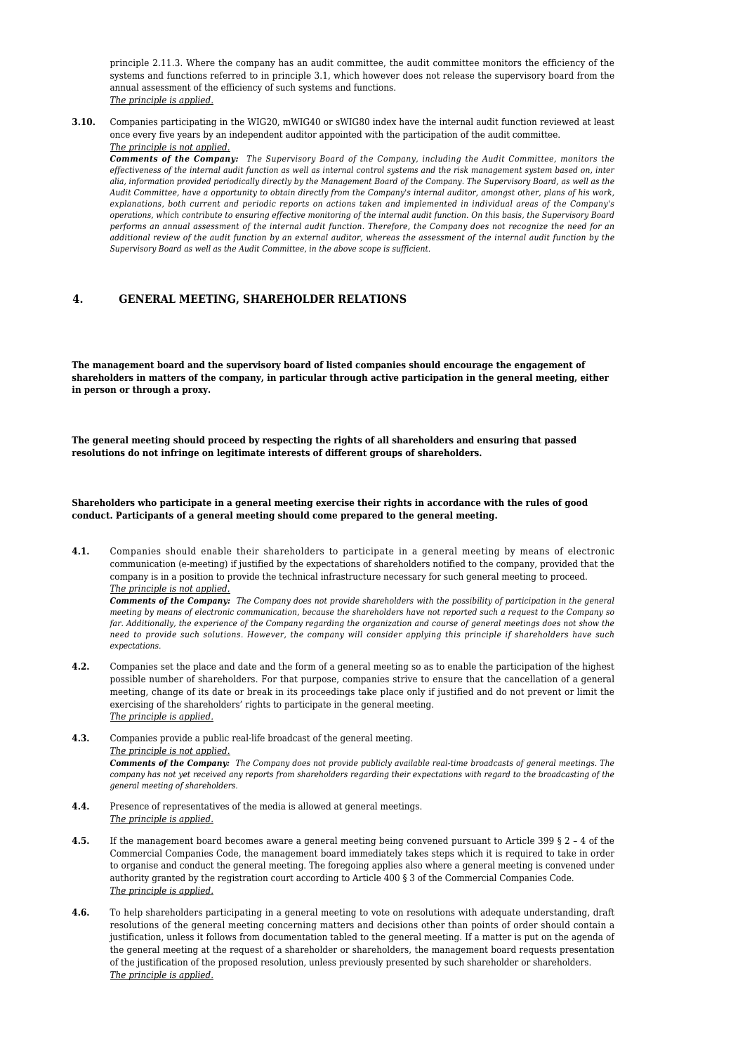principle 2.11.3. Where the company has an audit committee, the audit committee monitors the efficiency of the systems and functions referred to in principle 3.1, which however does not release the supervisory board from the annual assessment of the efficiency of such systems and functions.
_The principle is applied._

**3.10.** Companies participating in the WIG20, mWIG40 or sWIG80 index have the internal audit function reviewed at least once every five years by an independent auditor appointed with the participation of the audit committee.
_The principle is not applied._
***Comments of the Company:*** *The Supervisory Board of the Company, including the Audit Committee, monitors the effectiveness of the internal audit function as well as internal control systems and the risk management system based on, inter alia, information provided periodically directly by the Management Board of the Company. The Supervisory Board, as well as the Audit Committee, have a opportunity to obtain directly from the Company's internal auditor, amongst other, plans of his work, explanations, both current and periodic reports on actions taken and implemented in individual areas of the Company's operations, which contribute to ensuring effective monitoring of the internal audit function. On this basis, the Supervisory Board performs an annual assessment of the internal audit function. Therefore, the Company does not recognize the need for an additional review of the audit function by an external auditor, whereas the assessment of the internal audit function by the Supervisory Board as well as the Audit Committee, in the above scope is sufficient.*

## 4. GENERAL MEETING, SHAREHOLDER RELATIONS

**The management board and the supervisory board of listed companies should encourage the engagement of shareholders in matters of the company, in particular through active participation in the general meeting, either in person or through a proxy.**

**The general meeting should proceed by respecting the rights of all shareholders and ensuring that passed resolutions do not infringe on legitimate interests of different groups of shareholders.**

**Shareholders who participate in a general meeting exercise their rights in accordance with the rules of good conduct. Participants of a general meeting should come prepared to the general meeting.**

**4.1.** Companies should enable their shareholders to participate in a general meeting by means of electronic communication (e-meeting) if justified by the expectations of shareholders notified to the company, provided that the company is in a position to provide the technical infrastructure necessary for such general meeting to proceed.
_The principle is not applied._
***Comments of the Company:*** *The Company does not provide shareholders with the possibility of participation in the general meeting by means of electronic communication, because the shareholders have not reported such a request to the Company so far. Additionally, the experience of the Company regarding the organization and course of general meetings does not show the need to provide such solutions. However, the company will consider applying this principle if shareholders have such expectations.*

**4.2.** Companies set the place and date and the form of a general meeting so as to enable the participation of the highest possible number of shareholders. For that purpose, companies strive to ensure that the cancellation of a general meeting, change of its date or break in its proceedings take place only if justified and do not prevent or limit the exercising of the shareholders' rights to participate in the general meeting.
_The principle is applied._

**4.3.** Companies provide a public real-life broadcast of the general meeting.
_The principle is not applied._
***Comments of the Company:*** *The Company does not provide publicly available real-time broadcasts of general meetings. The company has not yet received any reports from shareholders regarding their expectations with regard to the broadcasting of the general meeting of shareholders.*

**4.4.** Presence of representatives of the media is allowed at general meetings.
_The principle is applied._

**4.5.** If the management board becomes aware a general meeting being convened pursuant to Article 399 § 2 – 4 of the Commercial Companies Code, the management board immediately takes steps which it is required to take in order to organise and conduct the general meeting. The foregoing applies also where a general meeting is convened under authority granted by the registration court according to Article 400 § 3 of the Commercial Companies Code.
_The principle is applied._

**4.6.** To help shareholders participating in a general meeting to vote on resolutions with adequate understanding, draft resolutions of the general meeting concerning matters and decisions other than points of order should contain a justification, unless it follows from documentation tabled to the general meeting. If a matter is put on the agenda of the general meeting at the request of a shareholder or shareholders, the management board requests presentation of the justification of the proposed resolution, unless previously presented by such shareholder or shareholders.
_The principle is applied._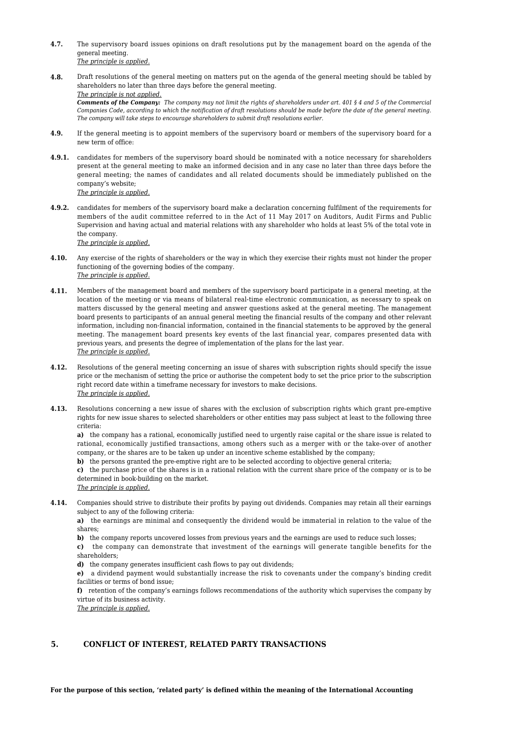**4.7.** The supervisory board issues opinions on draft resolutions put by the management board on the agenda of the general meeting.
*The principle is applied.*

**4.8.** Draft resolutions of the general meeting on matters put on the agenda of the general meeting should be tabled by shareholders no later than three days before the general meeting.
*The principle is not applied.*
***Comments of the Company:*** *The company may not limit the rights of shareholders under art. 401 § 4 and 5 of the Commercial Companies Code, according to which the notification of draft resolutions should be made before the date of the general meeting. The company will take steps to encourage shareholders to submit draft resolutions earlier.*

**4.9.** If the general meeting is to appoint members of the supervisory board or members of the supervisory board for a new term of office:

**4.9.1.** candidates for members of the supervisory board should be nominated with a notice necessary for shareholders present at the general meeting to make an informed decision and in any case no later than three days before the general meeting; the names of candidates and all related documents should be immediately published on the company's website;
*The principle is applied.*

**4.9.2.** candidates for members of the supervisory board make a declaration concerning fulfilment of the requirements for members of the audit committee referred to in the Act of 11 May 2017 on Auditors, Audit Firms and Public Supervision and having actual and material relations with any shareholder who holds at least 5% of the total vote in the company.
*The principle is applied.*

**4.10.** Any exercise of the rights of shareholders or the way in which they exercise their rights must not hinder the proper functioning of the governing bodies of the company.
*The principle is applied.*

**4.11.** Members of the management board and members of the supervisory board participate in a general meeting, at the location of the meeting or via means of bilateral real-time electronic communication, as necessary to speak on matters discussed by the general meeting and answer questions asked at the general meeting. The management board presents to participants of an annual general meeting the financial results of the company and other relevant information, including non-financial information, contained in the financial statements to be approved by the general meeting. The management board presents key events of the last financial year, compares presented data with previous years, and presents the degree of implementation of the plans for the last year.
*The principle is applied.*

**4.12.** Resolutions of the general meeting concerning an issue of shares with subscription rights should specify the issue price or the mechanism of setting the price or authorise the competent body to set the price prior to the subscription right record date within a timeframe necessary for investors to make decisions.
*The principle is applied.*

**4.13.** Resolutions concerning a new issue of shares with the exclusion of subscription rights which grant pre-emptive rights for new issue shares to selected shareholders or other entities may pass subject at least to the following three criteria:

**a)** the company has a rational, economically justified need to urgently raise capital or the share issue is related to rational, economically justified transactions, among others such as a merger with or the take-over of another company, or the shares are to be taken up under an incentive scheme established by the company;

**b)** the persons granted the pre-emptive right are to be selected according to objective general criteria;

**c)** the purchase price of the shares is in a rational relation with the current share price of the company or is to be determined in book-building on the market.
*The principle is applied.*

**4.14.** Companies should strive to distribute their profits by paying out dividends. Companies may retain all their earnings subject to any of the following criteria:

**a)** the earnings are minimal and consequently the dividend would be immaterial in relation to the value of the shares;

**b)** the company reports uncovered losses from previous years and the earnings are used to reduce such losses;

**c)** the company can demonstrate that investment of the earnings will generate tangible benefits for the shareholders;

**d)** the company generates insufficient cash flows to pay out dividends;

**e)** a dividend payment would substantially increase the risk to covenants under the company's binding credit facilities or terms of bond issue;

**f)** retention of the company's earnings follows recommendations of the authority which supervises the company by virtue of its business activity.
*The principle is applied.*

## 5. CONFLICT OF INTEREST, RELATED PARTY TRANSACTIONS

**For the purpose of this section, 'related party' is defined within the meaning of the International Accounting**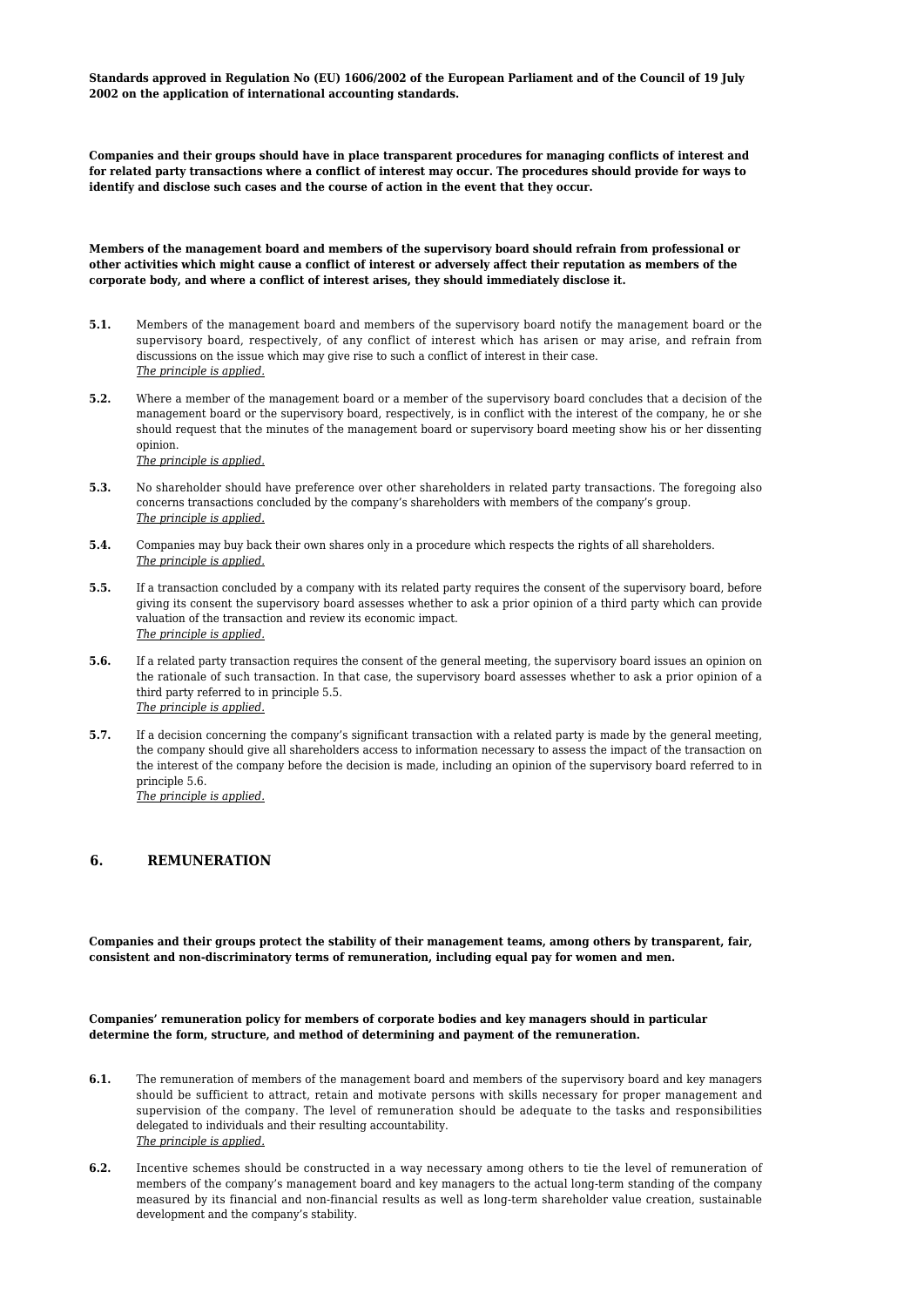**Standards approved in Regulation No (EU) 1606/2002 of the European Parliament and of the Council of 19 July 2002 on the application of international accounting standards.**

**Companies and their groups should have in place transparent procedures for managing conflicts of interest and for related party transactions where a conflict of interest may occur. The procedures should provide for ways to identify and disclose such cases and the course of action in the event that they occur.**

**Members of the management board and members of the supervisory board should refrain from professional or other activities which might cause a conflict of interest or adversely affect their reputation as members of the corporate body, and where a conflict of interest arises, they should immediately disclose it.**

**5.1.** Members of the management board and members of the supervisory board notify the management board or the supervisory board, respectively, of any conflict of interest which has arisen or may arise, and refrain from discussions on the issue which may give rise to such a conflict of interest in their case.
*The principle is applied.*

**5.2.** Where a member of the management board or a member of the supervisory board concludes that a decision of the management board or the supervisory board, respectively, is in conflict with the interest of the company, he or she should request that the minutes of the management board or supervisory board meeting show his or her dissenting opinion.
*The principle is applied.*

**5.3.** No shareholder should have preference over other shareholders in related party transactions. The foregoing also concerns transactions concluded by the company's shareholders with members of the company's group.
*The principle is applied.*

**5.4.** Companies may buy back their own shares only in a procedure which respects the rights of all shareholders.
*The principle is applied.*

**5.5.** If a transaction concluded by a company with its related party requires the consent of the supervisory board, before giving its consent the supervisory board assesses whether to ask a prior opinion of a third party which can provide valuation of the transaction and review its economic impact.
*The principle is applied.*

**5.6.** If a related party transaction requires the consent of the general meeting, the supervisory board issues an opinion on the rationale of such transaction. In that case, the supervisory board assesses whether to ask a prior opinion of a third party referred to in principle 5.5.
*The principle is applied.*

**5.7.** If a decision concerning the company's significant transaction with a related party is made by the general meeting, the company should give all shareholders access to information necessary to assess the impact of the transaction on the interest of the company before the decision is made, including an opinion of the supervisory board referred to in principle 5.6.
*The principle is applied.*

## 6. REMUNERATION

**Companies and their groups protect the stability of their management teams, among others by transparent, fair, consistent and non-discriminatory terms of remuneration, including equal pay for women and men.**

**Companies' remuneration policy for members of corporate bodies and key managers should in particular determine the form, structure, and method of determining and payment of the remuneration.**

**6.1.** The remuneration of members of the management board and members of the supervisory board and key managers should be sufficient to attract, retain and motivate persons with skills necessary for proper management and supervision of the company. The level of remuneration should be adequate to the tasks and responsibilities delegated to individuals and their resulting accountability.
*The principle is applied.*

**6.2.** Incentive schemes should be constructed in a way necessary among others to tie the level of remuneration of members of the company's management board and key managers to the actual long-term standing of the company measured by its financial and non-financial results as well as long-term shareholder value creation, sustainable development and the company's stability.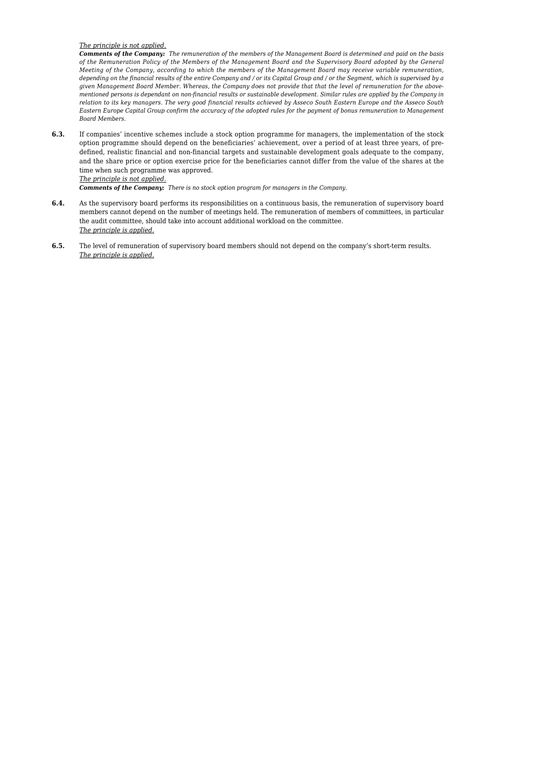_The principle is not applied._

***Comments of the Company:*** *The remuneration of the members of the Management Board is determined and paid on the basis of the Remuneration Policy of the Members of the Management Board and the Supervisory Board adopted by the General Meeting of the Company, according to which the members of the Management Board may receive variable remuneration, depending on the financial results of the entire Company and / or its Capital Group and / or the Segment, which is supervised by a given Management Board Member. Whereas, the Company does not provide that that the level of remuneration for the above-mentioned persons is dependant on non-financial results or sustainable development. Similar rules are applied by the Company in relation to its key managers. The very good financial results achieved by Asseco South Eastern Europe and the Asseco South Eastern Europe Capital Group confirm the accuracy of the adopted rules for the payment of bonus remuneration to Management Board Members.*

**6.3.** If companies' incentive schemes include a stock option programme for managers, the implementation of the stock option programme should depend on the beneficiaries' achievement, over a period of at least three years, of pre-defined, realistic financial and non-financial targets and sustainable development goals adequate to the company, and the share price or option exercise price for the beneficiaries cannot differ from the value of the shares at the time when such programme was approved.
_The principle is not applied._
***Comments of the Company:*** *There is no stock option program for managers in the Company.*

**6.4.** As the supervisory board performs its responsibilities on a continuous basis, the remuneration of supervisory board members cannot depend on the number of meetings held. The remuneration of members of committees, in particular the audit committee, should take into account additional workload on the committee.
_The principle is applied._

**6.5.** The level of remuneration of supervisory board members should not depend on the company's short-term results.
_The principle is applied._